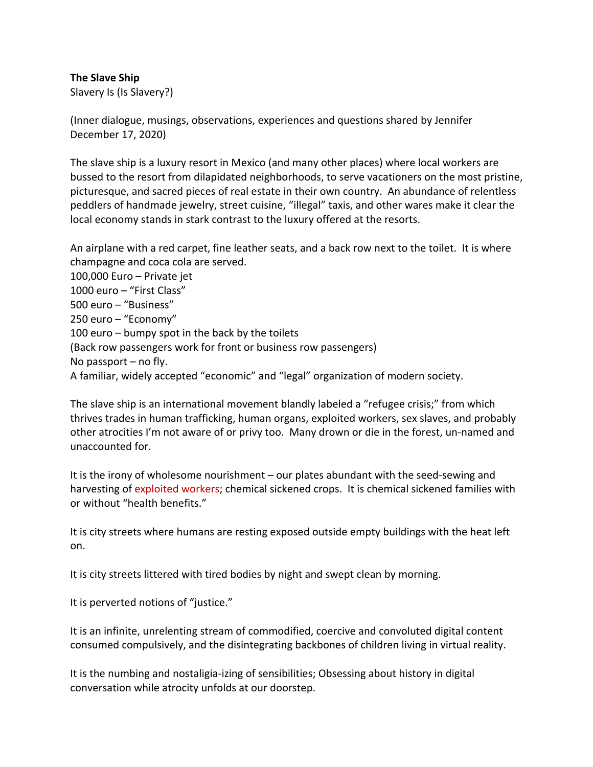**The Slave Ship**
Slavery Is (Is Slavery?)

(Inner dialogue, musings, observations, experiences and questions shared by Jennifer December 17, 2020)

The slave ship is a luxury resort in Mexico (and many other places) where local workers are bussed to the resort from dilapidated neighborhoods, to serve vacationers on the most pristine, picturesque, and sacred pieces of real estate in their own country. An abundance of relentless peddlers of handmade jewelry, street cuisine, "illegal" taxis, and other wares make it clear the local economy stands in stark contrast to the luxury offered at the resorts.

An airplane with a red carpet, fine leather seats, and a back row next to the toilet. It is where champagne and coca cola are served.
100,000 Euro – Private jet
1000 euro – "First Class"
500 euro – "Business"
250 euro – "Economy"
100 euro – bumpy spot in the back by the toilets
(Back row passengers work for front or business row passengers)
No passport – no fly.
A familiar, widely accepted "economic" and "legal" organization of modern society.

The slave ship is an international movement blandly labeled a "refugee crisis;" from which thrives trades in human trafficking, human organs, exploited workers, sex slaves, and probably other atrocities I'm not aware of or privy too. Many drown or die in the forest, un-named and unaccounted for.

It is the irony of wholesome nourishment – our plates abundant with the seed-sewing and harvesting of exploited workers; chemical sickened crops. It is chemical sickened families with or without "health benefits."

It is city streets where humans are resting exposed outside empty buildings with the heat left on.

It is city streets littered with tired bodies by night and swept clean by morning.

It is perverted notions of "justice."

It is an infinite, unrelenting stream of commodified, coercive and convoluted digital content consumed compulsively, and the disintegrating backbones of children living in virtual reality.

It is the numbing and nostaligia-izing of sensibilities; Obsessing about history in digital conversation while atrocity unfolds at our doorstep.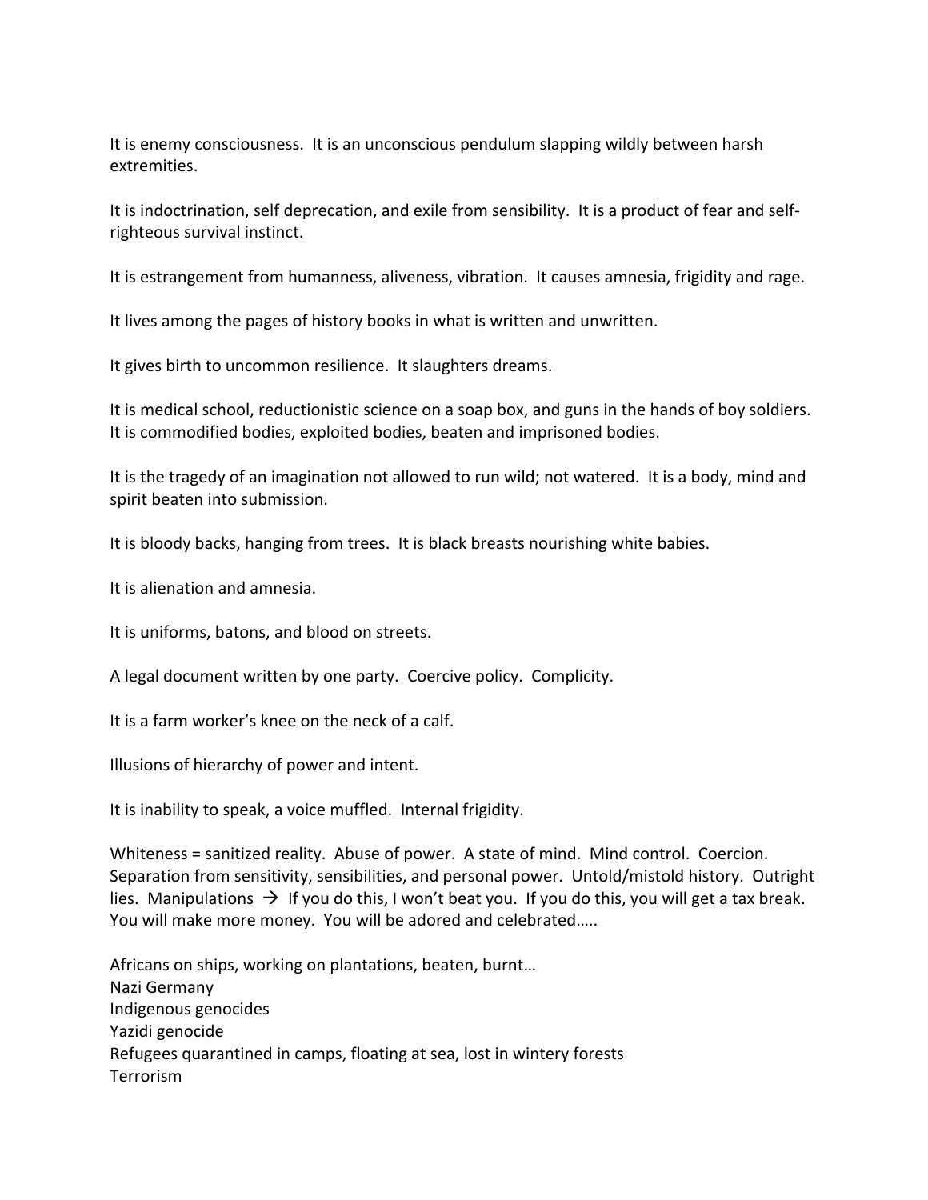It is enemy consciousness. It is an unconscious pendulum slapping wildly between harsh extremities.

It is indoctrination, self deprecation, and exile from sensibility. It is a product of fear and self-righteous survival instinct.

It is estrangement from humanness, aliveness, vibration. It causes amnesia, frigidity and rage.

It lives among the pages of history books in what is written and unwritten.

It gives birth to uncommon resilience. It slaughters dreams.

It is medical school, reductionistic science on a soap box, and guns in the hands of boy soldiers. It is commodified bodies, exploited bodies, beaten and imprisoned bodies.

It is the tragedy of an imagination not allowed to run wild; not watered. It is a body, mind and spirit beaten into submission.

It is bloody backs, hanging from trees. It is black breasts nourishing white babies.

It is alienation and amnesia.

It is uniforms, batons, and blood on streets.

A legal document written by one party. Coercive policy. Complicity.

It is a farm worker's knee on the neck of a calf.

Illusions of hierarchy of power and intent.

It is inability to speak, a voice muffled. Internal frigidity.

Whiteness = sanitized reality. Abuse of power. A state of mind. Mind control. Coercion. Separation from sensitivity, sensibilities, and personal power. Untold/mistold history. Outright lies. Manipulations → If you do this, I won't beat you. If you do this, you will get a tax break. You will make more money. You will be adored and celebrated…..

Africans on ships, working on plantations, beaten, burnt…
Nazi Germany
Indigenous genocides
Yazidi genocide
Refugees quarantined in camps, floating at sea, lost in wintery forests
Terrorism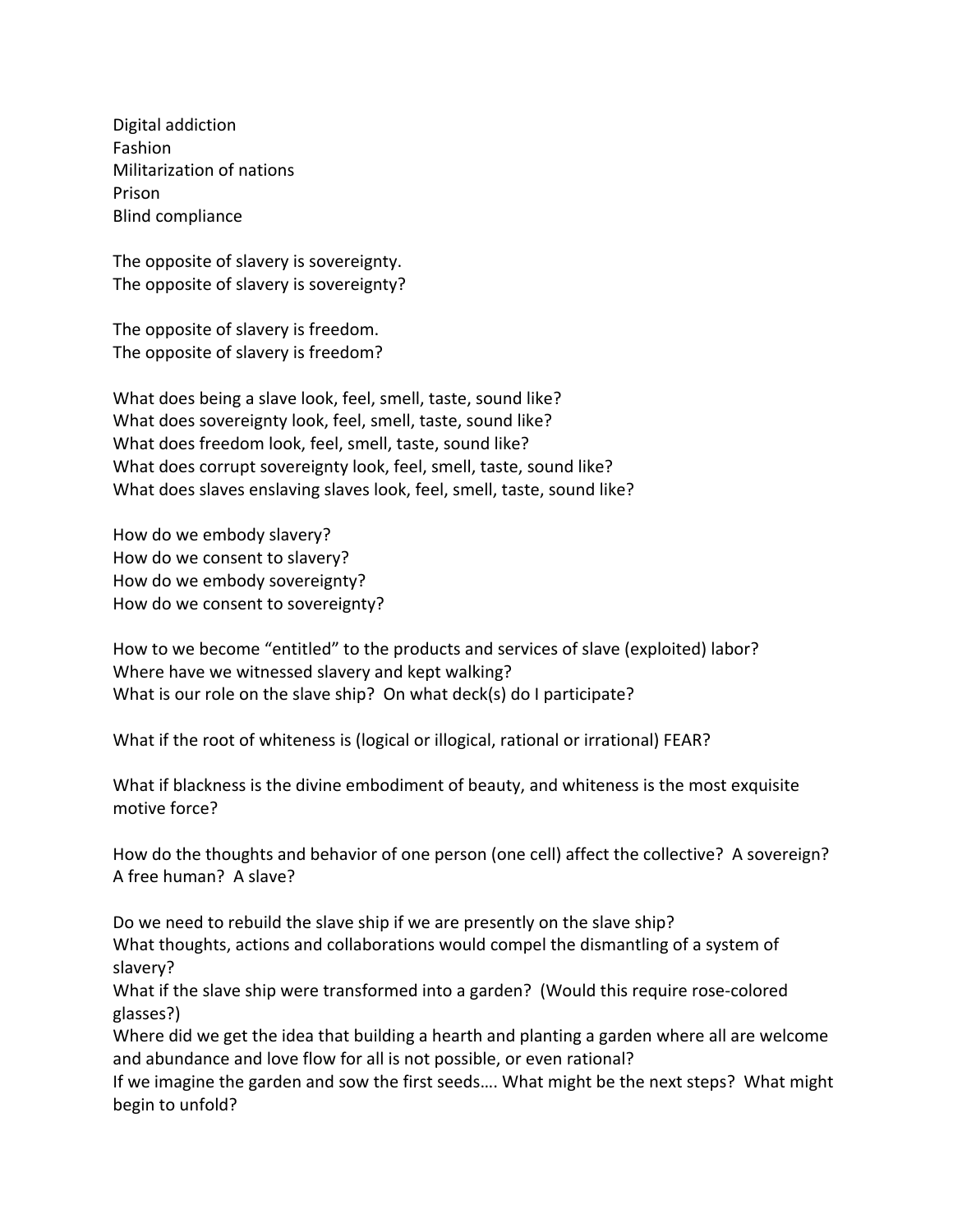Digital addiction
Fashion
Militarization of nations
Prison
Blind compliance

The opposite of slavery is sovereignty.
The opposite of slavery is sovereignty?

The opposite of slavery is freedom.
The opposite of slavery is freedom?

What does being a slave look, feel, smell, taste, sound like?
What does sovereignty look, feel, smell, taste, sound like?
What does freedom look, feel, smell, taste, sound like?
What does corrupt sovereignty look, feel, smell, taste, sound like?
What does slaves enslaving slaves look, feel, smell, taste, sound like?

How do we embody slavery?
How do we consent to slavery?
How do we embody sovereignty?
How do we consent to sovereignty?

How to we become "entitled" to the products and services of slave (exploited) labor?
Where have we witnessed slavery and kept walking?
What is our role on the slave ship? On what deck(s) do I participate?

What if the root of whiteness is (logical or illogical, rational or irrational) FEAR?

What if blackness is the divine embodiment of beauty, and whiteness is the most exquisite motive force?

How do the thoughts and behavior of one person (one cell) affect the collective? A sovereign? A free human? A slave?

Do we need to rebuild the slave ship if we are presently on the slave ship?
What thoughts, actions and collaborations would compel the dismantling of a system of slavery?
What if the slave ship were transformed into a garden? (Would this require rose-colored glasses?)
Where did we get the idea that building a hearth and planting a garden where all are welcome and abundance and love flow for all is not possible, or even rational?
If we imagine the garden and sow the first seeds…. What might be the next steps? What might begin to unfold?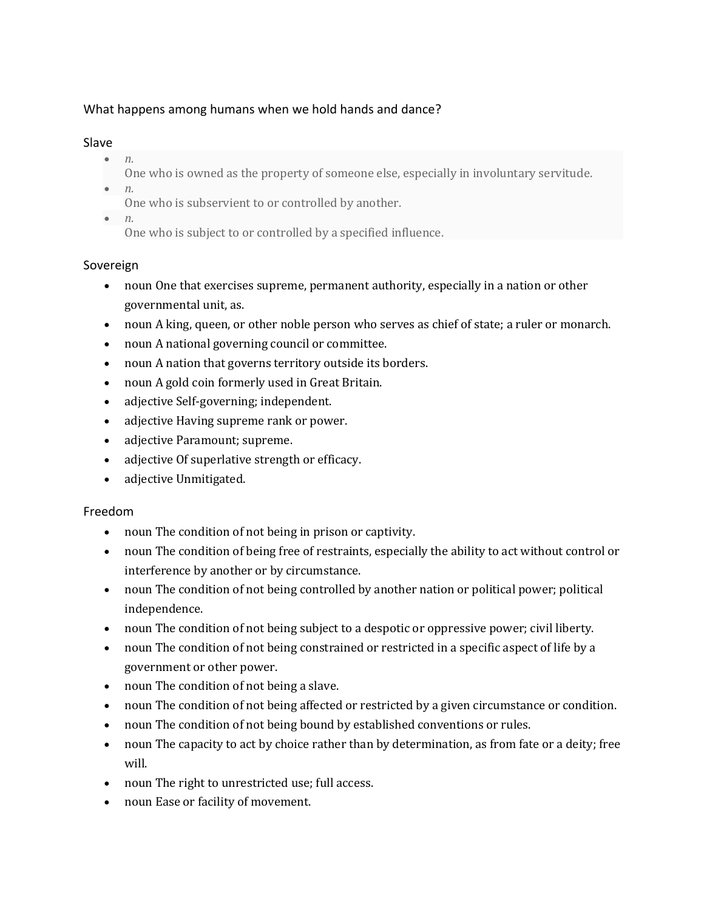What happens among humans when we hold hands and dance?

Slave

- *n.*
  One who is owned as the property of someone else, especially in involuntary servitude.
- *n.*
  One who is subservient to or controlled by another.
- *n.*
  One who is subject to or controlled by a specified influence.

Sovereign

- noun One that exercises supreme, permanent authority, especially in a nation or other governmental unit, as.
- noun A king, queen, or other noble person who serves as chief of state; a ruler or monarch.
- noun A national governing council or committee.
- noun A nation that governs territory outside its borders.
- noun A gold coin formerly used in Great Britain.
- adjective Self-governing; independent.
- adjective Having supreme rank or power.
- adjective Paramount; supreme.
- adjective Of superlative strength or efficacy.
- adjective Unmitigated.

Freedom

- noun The condition of not being in prison or captivity.
- noun The condition of being free of restraints, especially the ability to act without control or interference by another or by circumstance.
- noun The condition of not being controlled by another nation or political power; political independence.
- noun The condition of not being subject to a despotic or oppressive power; civil liberty.
- noun The condition of not being constrained or restricted in a specific aspect of life by a government or other power.
- noun The condition of not being a slave.
- noun The condition of not being affected or restricted by a given circumstance or condition.
- noun The condition of not being bound by established conventions or rules.
- noun The capacity to act by choice rather than by determination, as from fate or a deity; free will.
- noun The right to unrestricted use; full access.
- noun Ease or facility of movement.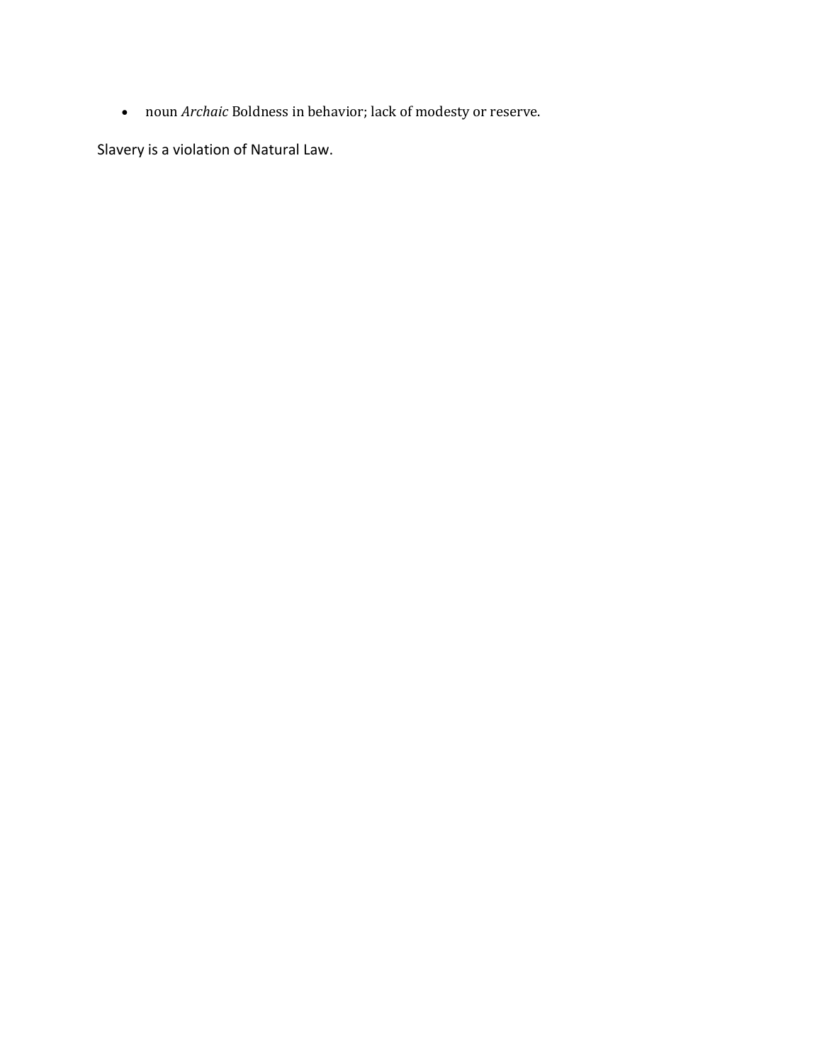- noun *Archaic* Boldness in behavior; lack of modesty or reserve.

Slavery is a violation of Natural Law.